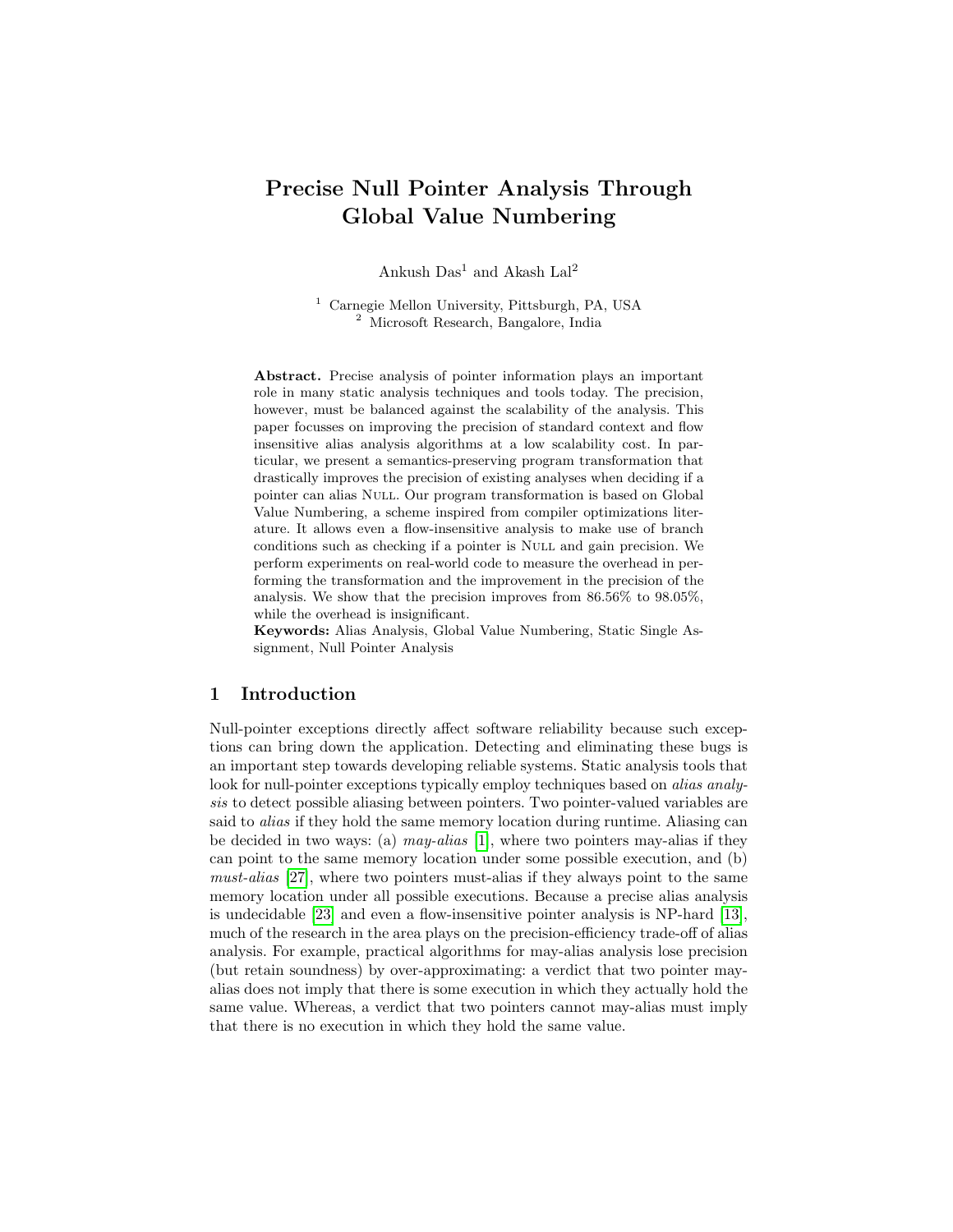# Precise Null Pointer Analysis Through Global Value Numbering

Ankush Das[1] and Akash Lal[2]

[1] Carnegie Mellon University, Pittsburgh, PA, USA
[2] Microsoft Research, Bangalore, India

**Abstract.** Precise analysis of pointer information plays an important role in many static analysis techniques and tools today. The precision, however, must be balanced against the scalability of the analysis. This paper focusses on improving the precision of standard context and flow insensitive alias analysis algorithms at a low scalability cost. In particular, we present a semantics-preserving program transformation that drastically improves the precision of existing analyses when deciding if a pointer can alias Null. Our program transformation is based on Global Value Numbering, a scheme inspired from compiler optimizations literature. It allows even a flow-insensitive analysis to make use of branch conditions such as checking if a pointer is Null and gain precision. We perform experiments on real-world code to measure the overhead in performing the transformation and the improvement in the precision of the analysis. We show that the precision improves from 86.56% to 98.05%, while the overhead is insignificant.

**Keywords:** Alias Analysis, Global Value Numbering, Static Single Assignment, Null Pointer Analysis

## 1 Introduction

Null-pointer exceptions directly affect software reliability because such exceptions can bring down the application. Detecting and eliminating these bugs is an important step towards developing reliable systems. Static analysis tools that look for null-pointer exceptions typically employ techniques based on *alias analysis* to detect possible aliasing between pointers. Two pointer-valued variables are said to *alias* if they hold the same memory location during runtime. Aliasing can be decided in two ways: (a) *may-alias* [1], where two pointers may-alias if they can point to the same memory location under some possible execution, and (b) *must-alias* [27], where two pointers must-alias if they always point to the same memory location under all possible executions. Because a precise alias analysis is undecidable [23] and even a flow-insensitive pointer analysis is NP-hard [13], much of the research in the area plays on the precision-efficiency trade-off of alias analysis. For example, practical algorithms for may-alias analysis lose precision (but retain soundness) by over-approximating: a verdict that two pointer may-alias does not imply that there is some execution in which they actually hold the same value. Whereas, a verdict that two pointers cannot may-alias must imply that there is no execution in which they hold the same value.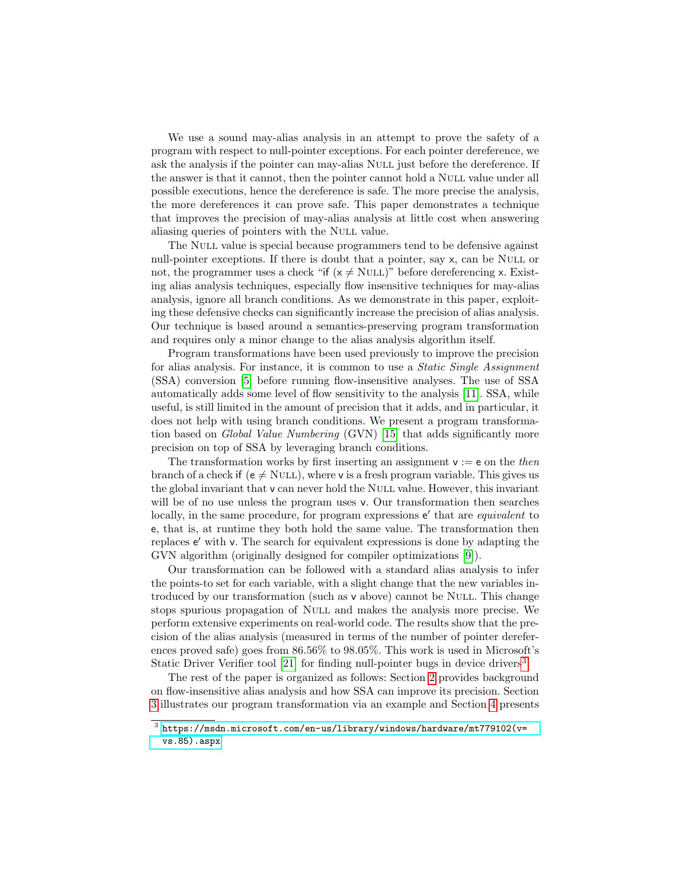We use a sound may-alias analysis in an attempt to prove the safety of a program with respect to null-pointer exceptions. For each pointer dereference, we ask the analysis if the pointer can may-alias Null just before the dereference. If the answer is that it cannot, then the pointer cannot hold a Null value under all possible executions, hence the dereference is safe. The more precise the analysis, the more dereferences it can prove safe. This paper demonstrates a technique that improves the precision of may-alias analysis at little cost when answering aliasing queries of pointers with the Null value.

The Null value is special because programmers tend to be defensive against null-pointer exceptions. If there is doubt that a pointer, say x, can be Null or not, the programmer uses a check "if ($x \neq$ Null)" before dereferencing x. Existing alias analysis techniques, especially flow insensitive techniques for may-alias analysis, ignore all branch conditions. As we demonstrate in this paper, exploiting these defensive checks can significantly increase the precision of alias analysis. Our technique is based around a semantics-preserving program transformation and requires only a minor change to the alias analysis algorithm itself.

Program transformations have been used previously to improve the precision for alias analysis. For instance, it is common to use a *Static Single Assignment* (SSA) conversion [5] before running flow-insensitive analyses. The use of SSA automatically adds some level of flow sensitivity to the analysis [11]. SSA, while useful, is still limited in the amount of precision that it adds, and in particular, it does not help with using branch conditions. We present a program transformation based on *Global Value Numbering* (GVN) [15] that adds significantly more precision on top of SSA by leveraging branch conditions.

The transformation works by first inserting an assignment $v := e$ on the *then* branch of a check if ($e \neq$ Null), where v is a fresh program variable. This gives us the global invariant that v can never hold the Null value. However, this invariant will be of no use unless the program uses v. Our transformation then searches locally, in the same procedure, for program expressions $e'$ that are *equivalent* to e, that is, at runtime they both hold the same value. The transformation then replaces $e'$ with v. The search for equivalent expressions is done by adapting the GVN algorithm (originally designed for compiler optimizations [9]).

Our transformation can be followed with a standard alias analysis to infer the points-to set for each variable, with a slight change that the new variables introduced by our transformation (such as v above) cannot be Null. This change stops spurious propagation of Null and makes the analysis more precise. We perform extensive experiments on real-world code. The results show that the precision of the alias analysis (measured in terms of the number of pointer dereferences proved safe) goes from 86.56% to 98.05%. This work is used in Microsoft's Static Driver Verifier tool [21] for finding null-pointer bugs in device drivers[3].

The rest of the paper is organized as follows: Section 2 provides background on flow-insensitive alias analysis and how SSA can improve its precision. Section 3 illustrates our program transformation via an example and Section 4 presents

---

[3] https://msdn.microsoft.com/en-us/library/windows/hardware/mt779102(v=vs.85).aspx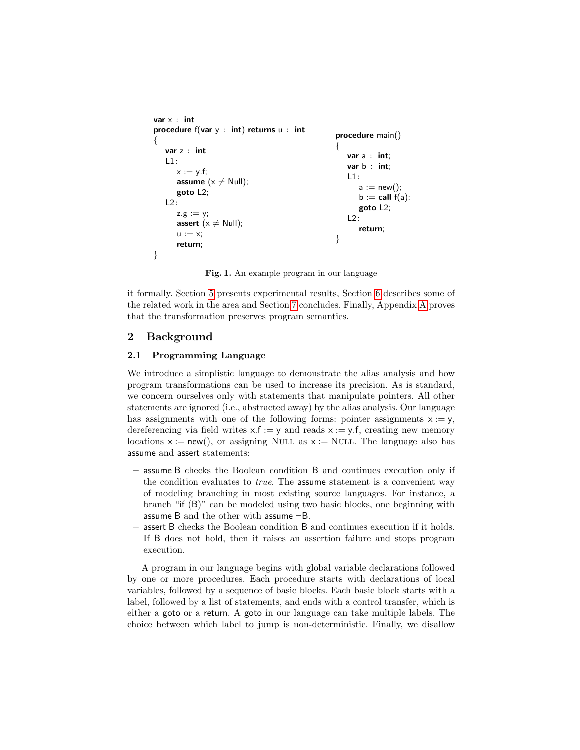```
var x : int
procedure f(var y : int) returns u : int
{
    var z : int
    L1:
        x := y.f;
        assume (x ≠ Null);
        goto L2;
    L2:
        z.g := y;
        assert (x ≠ Null);
        u := x;
        return;
}
```

```
procedure main()
{
    var a : int;
    var b : int;
    L1:
        a := new();
        b := call f(a);
        goto L2;
    L2:
        return;
}
```

**Fig. 1.** An example program in our language

it formally. Section 5 presents experimental results, Section 6 describes some of the related work in the area and Section 7 concludes. Finally, Appendix A proves that the transformation preserves program semantics.

## 2 Background

### 2.1 Programming Language

We introduce a simplistic language to demonstrate the alias analysis and how program transformations can be used to increase its precision. As is standard, we concern ourselves only with statements that manipulate pointers. All other statements are ignored (i.e., abstracted away) by the alias analysis. Our language has assignments with one of the following forms: pointer assignments x := y, dereferencing via field writes x.f := y and reads x := y.f, creating new memory locations x := new(), or assigning Null as x := Null. The language also has assume and assert statements:

- assume B checks the Boolean condition B and continues execution only if the condition evaluates to *true*. The assume statement is a convenient way of modeling branching in most existing source languages. For instance, a branch "if (B)" can be modeled using two basic blocks, one beginning with assume B and the other with assume ¬B.
- assert B checks the Boolean condition B and continues execution if it holds. If B does not hold, then it raises an assertion failure and stops program execution.

A program in our language begins with global variable declarations followed by one or more procedures. Each procedure starts with declarations of local variables, followed by a sequence of basic blocks. Each basic block starts with a label, followed by a list of statements, and ends with a control transfer, which is either a goto or a return. A goto in our language can take multiple labels. The choice between which label to jump is non-deterministic. Finally, we disallow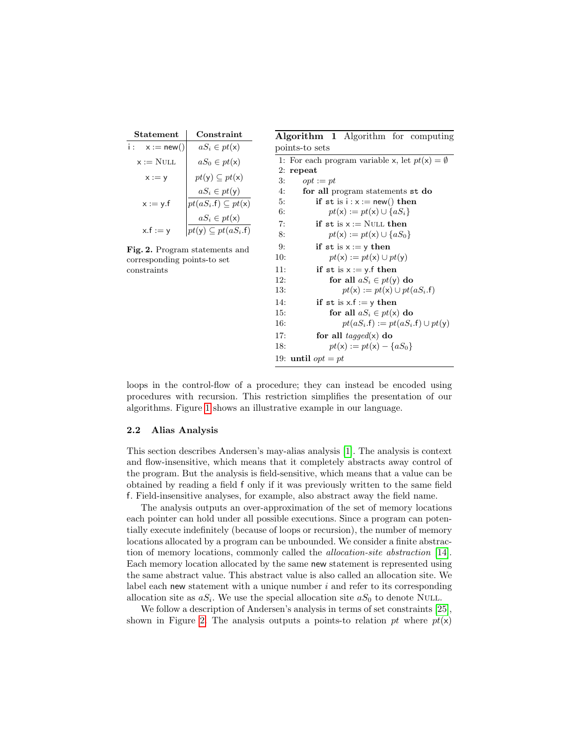| Statement | Constraint |
|---|---|
| i : x := new() | $aS_i \in pt(\mathsf{x})$ |
| x := NULL | $aS_0 \in pt(\mathsf{x})$ |
| x := y | $pt(\mathsf{y}) \subseteq pt(\mathsf{x})$ |
| x := y.f | $\dfrac{aS_i \in pt(\mathsf{y})}{pt(aS_i.\mathsf{f}) \subseteq pt(\mathsf{x})}$ |
| x.f := y | $\dfrac{aS_i \in pt(\mathsf{x})}{pt(\mathsf{y}) \subseteq pt(aS_i.\mathsf{f})}$ |

**Fig. 2.** Program statements and corresponding points-to set constraints

**Algorithm 1** Algorithm for computing points-to sets

```
1: For each program variable x, let pt(x) = ∅
2: repeat
3:    opt := pt
4:    for all program statements st do
5:        if st is i : x := new() then
6:            pt(x) := pt(x) ∪ {aS_i}
7:        if st is x := NULL then
8:            pt(x) := pt(x) ∪ {aS_0}
9:        if st is x := y then
10:           pt(x) := pt(x) ∪ pt(y)
11:       if st is x := y.f then
12:           for all aS_i ∈ pt(y) do
13:               pt(x) := pt(x) ∪ pt(aS_i.f)
14:       if st is x.f := y then
15:           for all aS_i ∈ pt(x) do
16:               pt(aS_i.f) := pt(aS_i.f) ∪ pt(y)
17:       for all tagged(x) do
18:           pt(x) := pt(x) − {aS_0}
19: until opt = pt
```

loops in the control-flow of a procedure; they can instead be encoded using procedures with recursion. This restriction simplifies the presentation of our algorithms. Figure 1 shows an illustrative example in our language.

### 2.2 Alias Analysis

This section describes Andersen's may-alias analysis [1]. The analysis is context and flow-insensitive, which means that it completely abstracts away control of the program. But the analysis is field-sensitive, which means that a value can be obtained by reading a field f only if it was previously written to the same field f. Field-insensitive analyses, for example, also abstract away the field name.

The analysis outputs an over-approximation of the set of memory locations each pointer can hold under all possible executions. Since a program can potentially execute indefinitely (because of loops or recursion), the number of memory locations allocated by a program can be unbounded. We consider a finite abstraction of memory locations, commonly called the *allocation-site abstraction* [14]. Each memory location allocated by the same new statement is represented using the same abstract value. This abstract value is also called an allocation site. We label each new statement with a unique number $i$ and refer to its corresponding allocation site as $aS_i$. We use the special allocation site $aS_0$ to denote NULL.

We follow a description of Andersen's analysis in terms of set constraints [25], shown in Figure 2. The analysis outputs a points-to relation $pt$ where $pt(\mathsf{x})$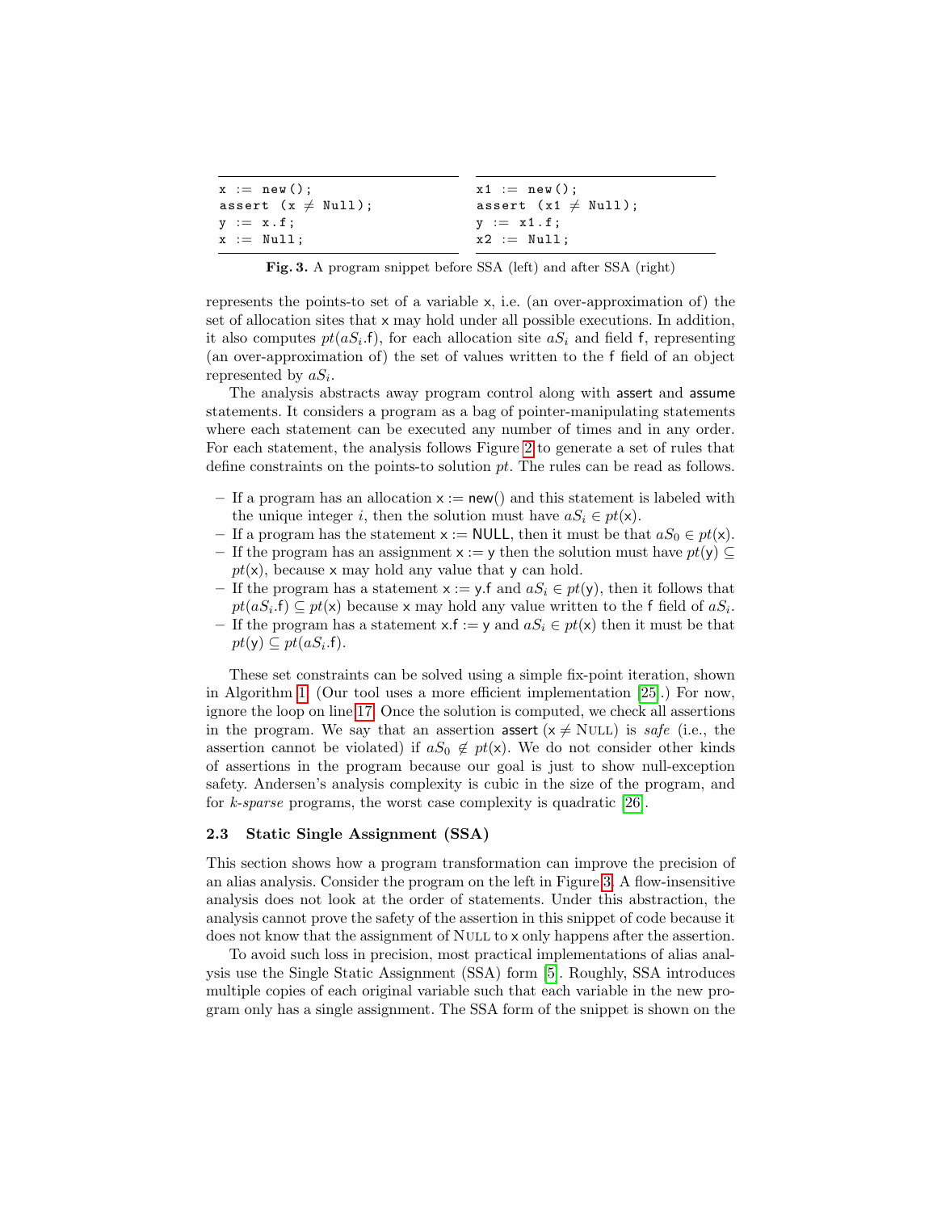```
x := new();
assert (x ≠ Null);
y := x.f;
x := Null;
```

```
x1 := new();
assert (x1 ≠ Null);
y := x1.f;
x2 := Null;
```

**Fig. 3.** A program snippet before SSA (left) and after SSA (right)

represents the points-to set of a variable x, i.e. (an over-approximation of) the set of allocation sites that x may hold under all possible executions. In addition, it also computes $pt(aS_i.\mathsf{f})$, for each allocation site $aS_i$ and field f, representing (an over-approximation of) the set of values written to the f field of an object represented by $aS_i$.

The analysis abstracts away program control along with assert and assume statements. It considers a program as a bag of pointer-manipulating statements where each statement can be executed any number of times and in any order. For each statement, the analysis follows Figure 2 to generate a set of rules that define constraints on the points-to solution $pt$. The rules can be read as follows.

- If a program has an allocation $\mathsf{x} := \mathsf{new}()$ and this statement is labeled with the unique integer $i$, then the solution must have $aS_i \in pt(\mathsf{x})$.
- If a program has the statement $\mathsf{x} := \mathsf{NULL}$, then it must be that $aS_0 \in pt(\mathsf{x})$.
- If the program has an assignment $\mathsf{x} := \mathsf{y}$ then the solution must have $pt(\mathsf{y}) \subseteq pt(\mathsf{x})$, because x may hold any value that y can hold.
- If the program has a statement $\mathsf{x} := \mathsf{y.f}$ and $aS_i \in pt(\mathsf{y})$, then it follows that $pt(aS_i.\mathsf{f}) \subseteq pt(\mathsf{x})$ because x may hold any value written to the f field of $aS_i$.
- If the program has a statement $\mathsf{x.f} := \mathsf{y}$ and $aS_i \in pt(\mathsf{x})$ then it must be that $pt(\mathsf{y}) \subseteq pt(aS_i.\mathsf{f})$.

These set constraints can be solved using a simple fix-point iteration, shown in Algorithm 1. (Our tool uses a more efficient implementation [25].) For now, ignore the loop on line 17. Once the solution is computed, we check all assertions in the program. We say that an assertion assert $(\mathsf{x} \neq \textsc{Null})$ is *safe* (i.e., the assertion cannot be violated) if $aS_0 \notin pt(\mathsf{x})$. We do not consider other kinds of assertions in the program because our goal is just to show null-exception safety. Andersen's analysis complexity is cubic in the size of the program, and for *k-sparse* programs, the worst case complexity is quadratic [26].

### 2.3 Static Single Assignment (SSA)

This section shows how a program transformation can improve the precision of an alias analysis. Consider the program on the left in Figure 3. A flow-insensitive analysis does not look at the order of statements. Under this abstraction, the analysis cannot prove the safety of the assertion in this snippet of code because it does not know that the assignment of Null to x only happens after the assertion.

To avoid such loss in precision, most practical implementations of alias analysis use the Single Static Assignment (SSA) form [5]. Roughly, SSA introduces multiple copies of each original variable such that each variable in the new program only has a single assignment. The SSA form of the snippet is shown on the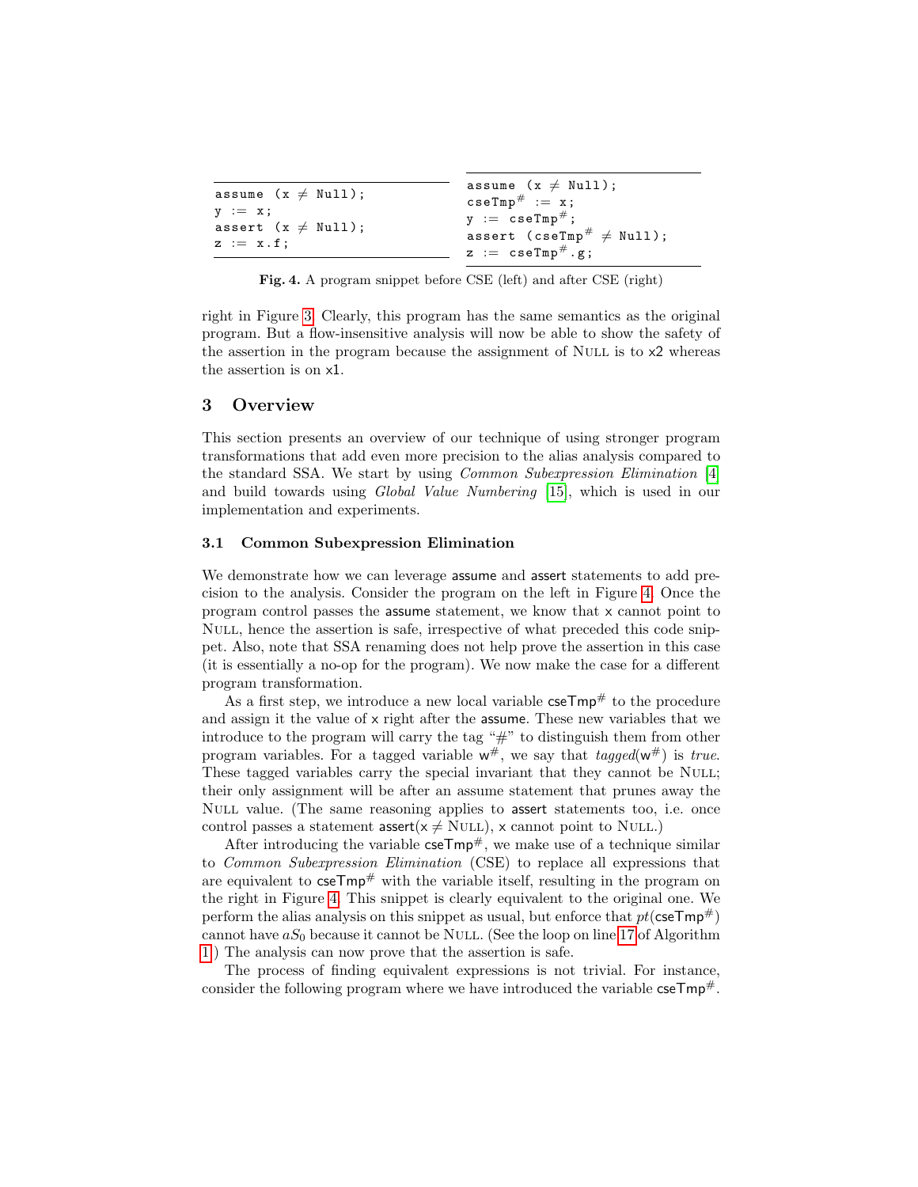```
assume (x ≠ Null);
y := x;
assert (x ≠ Null);
z := x.f;
```

```
assume (x ≠ Null);
cseTmp# := x;
y := cseTmp#;
assert (cseTmp# ≠ Null);
z := cseTmp#.g;
```

**Fig. 4.** A program snippet before CSE (left) and after CSE (right)

right in Figure 3. Clearly, this program has the same semantics as the original program. But a flow-insensitive analysis will now be able to show the safety of the assertion in the program because the assignment of NULL is to x2 whereas the assertion is on x1.

## 3 Overview

This section presents an overview of our technique of using stronger program transformations that add even more precision to the alias analysis compared to the standard SSA. We start by using *Common Subexpression Elimination* [4] and build towards using *Global Value Numbering* [15], which is used in our implementation and experiments.

### 3.1 Common Subexpression Elimination

We demonstrate how we can leverage assume and assert statements to add precision to the analysis. Consider the program on the left in Figure 4. Once the program control passes the assume statement, we know that x cannot point to NULL, hence the assertion is safe, irrespective of what preceded this code snippet. Also, note that SSA renaming does not help prove the assertion in this case (it is essentially a no-op for the program). We now make the case for a different program transformation.

As a first step, we introduce a new local variable $\mathsf{cseTmp}^{\#}$ to the procedure and assign it the value of x right after the assume. These new variables that we introduce to the program will carry the tag "#" to distinguish them from other program variables. For a tagged variable $\mathsf{w}^{\#}$, we say that *tagged*($\mathsf{w}^{\#}$) is *true*. These tagged variables carry the special invariant that they cannot be NULL; their only assignment will be after an assume statement that prunes away the NULL value. (The same reasoning applies to assert statements too, i.e. once control passes a statement assert(x $\neq$ NULL), x cannot point to NULL.)

After introducing the variable $\mathsf{cseTmp}^{\#}$, we make use of a technique similar to *Common Subexpression Elimination* (CSE) to replace all expressions that are equivalent to $\mathsf{cseTmp}^{\#}$ with the variable itself, resulting in the program on the right in Figure 4. This snippet is clearly equivalent to the original one. We perform the alias analysis on this snippet as usual, but enforce that $pt(\mathsf{cseTmp}^{\#})$ cannot have $aS_0$ because it cannot be NULL. (See the loop on line 17 of Algorithm 1.) The analysis can now prove that the assertion is safe.

The process of finding equivalent expressions is not trivial. For instance, consider the following program where we have introduced the variable $\mathsf{cseTmp}^{\#}$.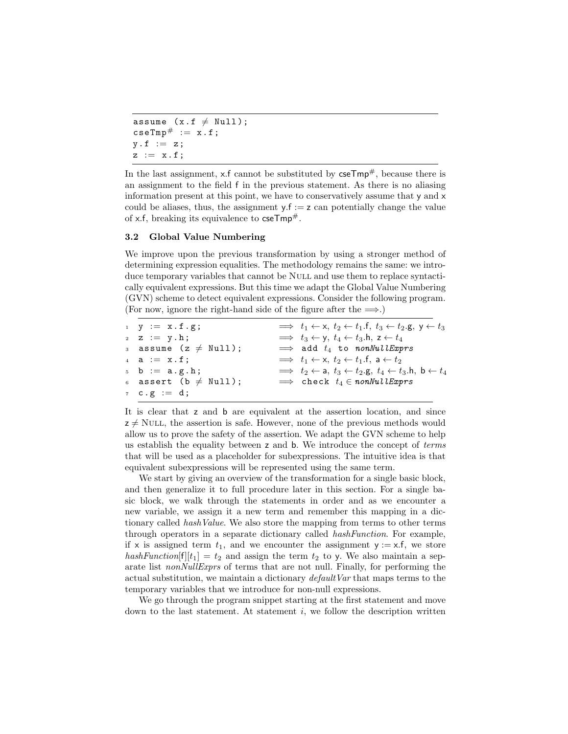```
assume (x.f ≠ Null);
cseTmp# := x.f;
y.f := z;
z := x.f;
```

In the last assignment, x.f cannot be substituted by $\mathsf{cseTmp}^{\#}$, because there is an assignment to the field f in the previous statement. As there is no aliasing information present at this point, we have to conservatively assume that y and x could be aliases, thus, the assignment y.f := z can potentially change the value of x.f, breaking its equivalence to $\mathsf{cseTmp}^{\#}$.

### 3.2 Global Value Numbering

We improve upon the previous transformation by using a stronger method of determining expression equalities. The methodology remains the same: we introduce temporary variables that cannot be NULL and use them to replace syntactically equivalent expressions. But this time we adapt the Global Value Numbering (GVN) scheme to detect equivalent expressions. Consider the following program. (For now, ignore the right-hand side of the figure after the $\Longrightarrow$.)

```
1  y := x.f.g;             ⟹ t1 ← x, t2 ← t1.f, t3 ← t2.g, y ← t3
2  z := y.h;               ⟹ t3 ← y, t4 ← t3.h, z ← t4
3  assume (z ≠ Null);      ⟹ add t4 to nonNullExprs
4  a := x.f;               ⟹ t1 ← x, t2 ← t1.f, a ← t2
5  b := a.g.h;             ⟹ t2 ← a, t3 ← t2.g, t4 ← t3.h, b ← t4
6  assert (b ≠ Null);      ⟹ check t4 ∈ nonNullExprs
7  c.g := d;
```

It is clear that z and b are equivalent at the assertion location, and since z $\neq$ NULL, the assertion is safe. However, none of the previous methods would allow us to prove the safety of the assertion. We adapt the GVN scheme to help us establish the equality between z and b. We introduce the concept of *terms* that will be used as a placeholder for subexpressions. The intuitive idea is that equivalent subexpressions will be represented using the same term.

We start by giving an overview of the transformation for a single basic block, and then generalize it to full procedure later in this section. For a single basic block, we walk through the statements in order and as we encounter a new variable, we assign it a new term and remember this mapping in a dictionary called *hashValue*. We also store the mapping from terms to other terms through operators in a separate dictionary called *hashFunction*. For example, if x is assigned term $t_1$, and we encounter the assignment y := x.f, we store *hashFunction*[f][$t_1$] = $t_2$ and assign the term $t_2$ to y. We also maintain a separate list *nonNullExprs* of terms that are not null. Finally, for performing the actual substitution, we maintain a dictionary *defaultVar* that maps terms to the temporary variables that we introduce for non-null expressions.

We go through the program snippet starting at the first statement and move down to the last statement. At statement $i$, we follow the description written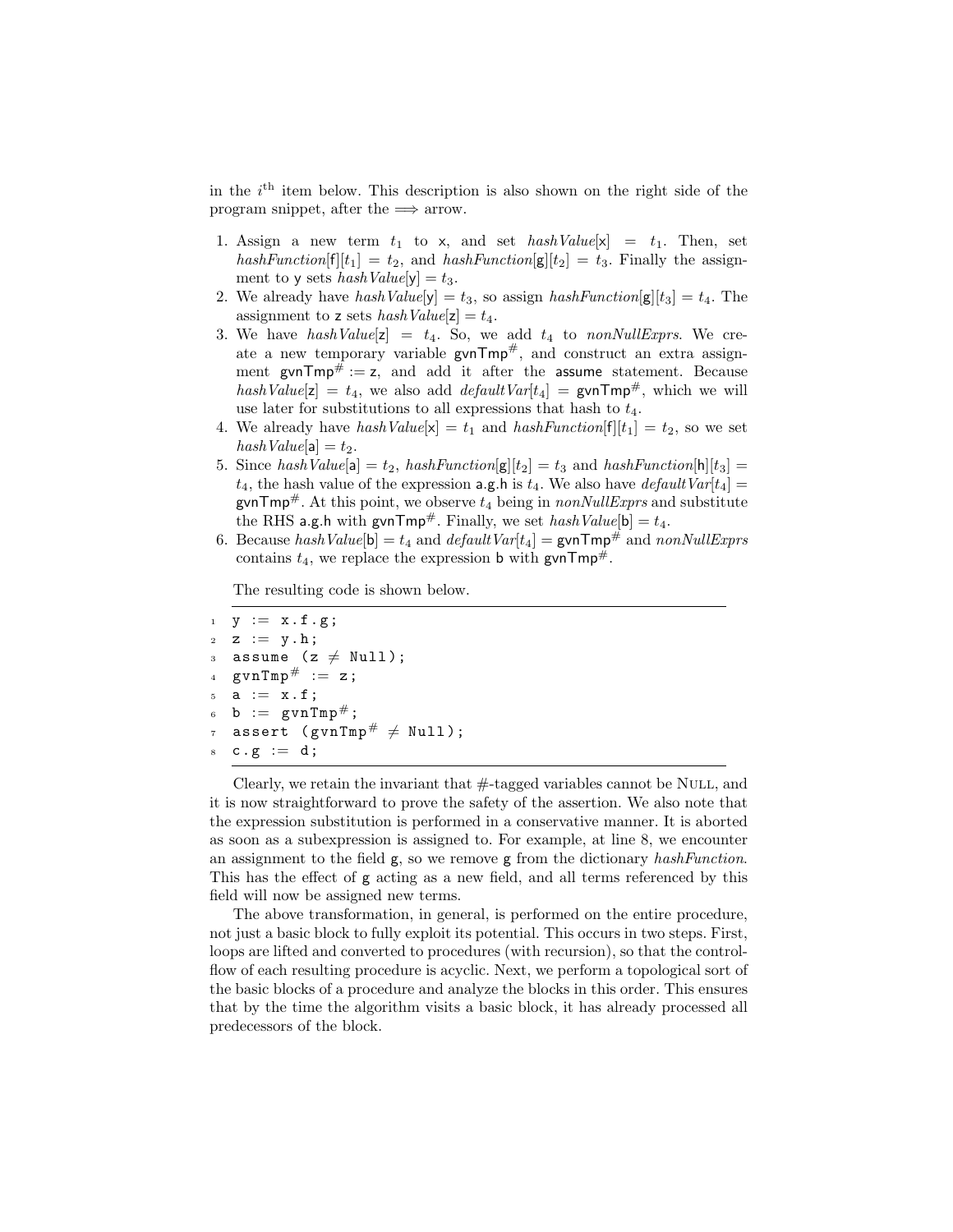in the $i^{\text{th}}$ item below. This description is also shown on the right side of the program snippet, after the $\Longrightarrow$ arrow.

1. Assign a new term $t_1$ to x, and set *hashValue*[x] $= t_1$. Then, set *hashFunction*[f][$t_1$] $= t_2$, and *hashFunction*[g][$t_2$] $= t_3$. Finally the assignment to y sets *hashValue*[y] $= t_3$.
2. We already have *hashValue*[y] $= t_3$, so assign *hashFunction*[g][$t_3$] $= t_4$. The assignment to z sets *hashValue*[z] $= t_4$.
3. We have *hashValue*[z] $= t_4$. So, we add $t_4$ to *nonNullExprs*. We create a new temporary variable gvnTmp$^\#$, and construct an extra assignment gvnTmp$^\#$ := z, and add it after the assume statement. Because *hashValue*[z] $= t_4$, we also add *defaultVar*[$t_4$] = gvnTmp$^\#$, which we will use later for substitutions to all expressions that hash to $t_4$.
4. We already have *hashValue*[x] $= t_1$ and *hashFunction*[f][$t_1$] $= t_2$, so we set *hashValue*[a] $= t_2$.
5. Since *hashValue*[a] $= t_2$, *hashFunction*[g][$t_2$] $= t_3$ and *hashFunction*[h][$t_3$] $= t_4$, the hash value of the expression a.g.h is $t_4$. We also have *defaultVar*[$t_4$] = gvnTmp$^\#$. At this point, we observe $t_4$ being in *nonNullExprs* and substitute the RHS a.g.h with gvnTmp$^\#$. Finally, we set *hashValue*[b] $= t_4$.
6. Because *hashValue*[b] $= t_4$ and *defaultVar*[$t_4$] = gvnTmp$^\#$ and *nonNullExprs* contains $t_4$, we replace the expression b with gvnTmp$^\#$.

The resulting code is shown below.

```
1  y := x.f.g;
2  z := y.h;
3  assume (z ≠ Null);
4  gvnTmp# := z;
5  a := x.f;
6  b := gvnTmp#;
7  assert (gvnTmp# ≠ Null);
8  c.g := d;
```

Clearly, we retain the invariant that #-tagged variables cannot be NULL, and it is now straightforward to prove the safety of the assertion. We also note that the expression substitution is performed in a conservative manner. It is aborted as soon as a subexpression is assigned to. For example, at line 8, we encounter an assignment to the field g, so we remove g from the dictionary *hashFunction*. This has the effect of g acting as a new field, and all terms referenced by this field will now be assigned new terms.

The above transformation, in general, is performed on the entire procedure, not just a basic block to fully exploit its potential. This occurs in two steps. First, loops are lifted and converted to procedures (with recursion), so that the control-flow of each resulting procedure is acyclic. Next, we perform a topological sort of the basic blocks of a procedure and analyze the blocks in this order. This ensures that by the time the algorithm visits a basic block, it has already processed all predecessors of the block.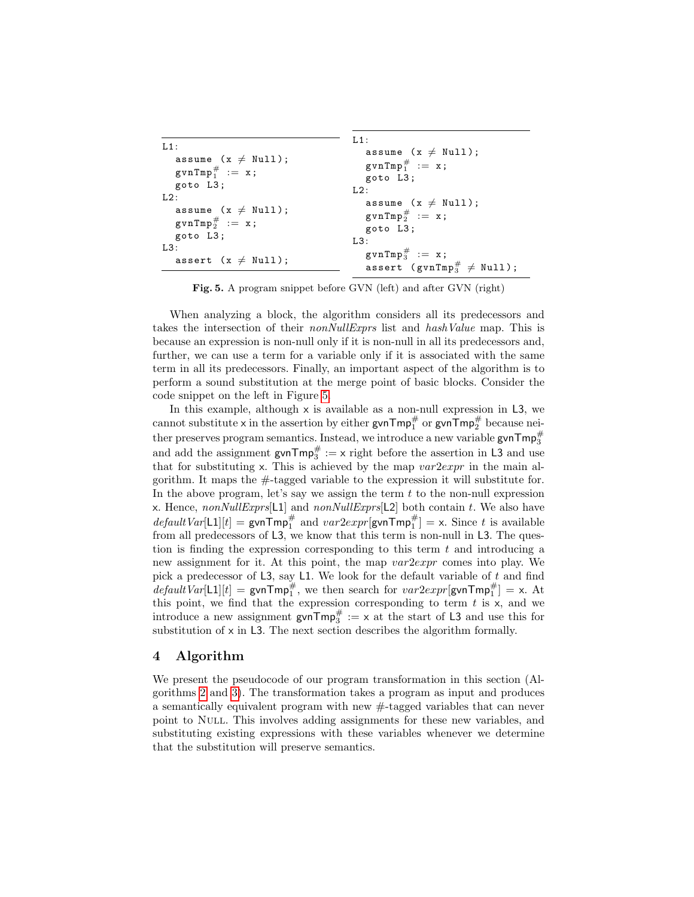```
L1:
  assume (x ≠ Null);
  gvnTmp#_1 := x;
  goto L3;
L2:
  assume (x ≠ Null);
  gvnTmp#_2 := x;
  goto L3;
L3:
  assert (x ≠ Null);
```

```
L1:
  assume (x ≠ Null);
  gvnTmp#_1 := x;
  goto L3;
L2:
  assume (x ≠ Null);
  gvnTmp#_2 := x;
  goto L3;
L3:
  gvnTmp#_3 := x;
  assert (gvnTmp#_3 ≠ Null);
```

**Fig. 5.** A program snippet before GVN (left) and after GVN (right)

When analyzing a block, the algorithm considers all its predecessors and takes the intersection of their *nonNullExprs* list and *hashValue* map. This is because an expression is non-null only if it is non-null in all its predecessors and, further, we can use a term for a variable only if it is associated with the same term in all its predecessors. Finally, an important aspect of the algorithm is to perform a sound substitution at the merge point of basic blocks. Consider the code snippet on the left in Figure 5.

In this example, although x is available as a non-null expression in L3, we cannot substitute x in the assertion by either $\mathsf{gvnTmp}^{\#}_1$ or $\mathsf{gvnTmp}^{\#}_2$ because neither preserves program semantics. Instead, we introduce a new variable $\mathsf{gvnTmp}^{\#}_3$ and add the assignment $\mathsf{gvnTmp}^{\#}_3 := \mathsf{x}$ right before the assertion in L3 and use that for substituting x. This is achieved by the map *var2expr* in the main algorithm. It maps the #-tagged variable to the expression it will substitute for. In the above program, let's say we assign the term $t$ to the non-null expression x. Hence, *nonNullExprs*[L1] and *nonNullExprs*[L2] both contain $t$. We also have *defaultVar*[L1][$t$] = $\mathsf{gvnTmp}^{\#}_1$ and *var2expr*[$\mathsf{gvnTmp}^{\#}_1$] = x. Since $t$ is available from all predecessors of L3, we know that this term is non-null in L3. The question is finding the expression corresponding to this term $t$ and introducing a new assignment for it. At this point, the map *var2expr* comes into play. We pick a predecessor of L3, say L1. We look for the default variable of $t$ and find *defaultVar*[L1][$t$] = $\mathsf{gvnTmp}^{\#}_1$, we then search for *var2expr*[$\mathsf{gvnTmp}^{\#}_1$] = x. At this point, we find that the expression corresponding to term $t$ is x, and we introduce a new assignment $\mathsf{gvnTmp}^{\#}_3 := \mathsf{x}$ at the start of L3 and use this for substitution of x in L3. The next section describes the algorithm formally.

## 4 Algorithm

We present the pseudocode of our program transformation in this section (Algorithms 2 and 3). The transformation takes a program as input and produces a semantically equivalent program with new #-tagged variables that can never point to Null. This involves adding assignments for these new variables, and substituting existing expressions with these variables whenever we determine that the substitution will preserve semantics.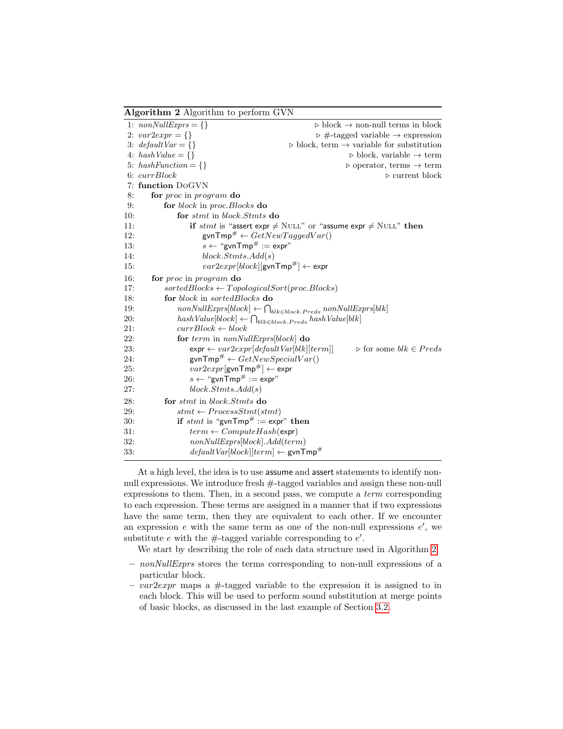**Algorithm 2** Algorithm to perform GVN

```
 1: nonNullExprs = {}                                  ▷ block → non-null terms in block
 2: var2expr = {}                                      ▷ #-tagged variable → expression
 3: defaultVar = {}                                    ▷ block, term → variable for substitution
 4: hashValue = {}                                     ▷ block, variable → term
 5: hashFunction = {}                                  ▷ operator, terms → term
 6: currBlock                                          ▷ current block
 7: function DoGVN
 8:   for proc in program do
 9:     for block in proc.Blocks do
10:       for stmt in block.Stmts do
11:         if stmt is "assert expr ≠ NULL" or "assume expr ≠ NULL" then
12:           gvnTmp# ← GetNewTaggedVar()
13:           s ← "gvnTmp# := expr"
14:           block.Stmts.Add(s)
15:           var2expr[block][gvnTmp#] ← expr
16:   for proc in program do
17:     sortedBlocks ← TopologicalSort(proc.Blocks)
18:     for block in sortedBlocks do
19:       nonNullExprs[block] ← ⋂_{blk∈block.Preds} nonNullExprs[blk]
20:       hashValue[block] ← ⋂_{blk∈block.Preds} hashValue[blk]
21:       currBlock ← block
22:       for term in nonNullExprs[block] do
23:         expr ← var2expr[defaultVar[blk][term]]      ▷ for some blk ∈ Preds
24:         gvnTmp# ← GetNewSpecialVar()
25:         var2expr[gvnTmp#] ← expr
26:         s ← "gvnTmp# := expr"
27:         block.Stmts.Add(s)
28:     for stmt in block.Stmts do
29:       stmt ← ProcessStmt(stmt)
30:       if stmt is "gvnTmp# := expr" then
31:         term ← ComputeHash(expr)
32:         nonNullExprs[block].Add(term)
33:         defaultVar[block][term] ← gvnTmp#
```

At a high level, the idea is to use assume and assert statements to identify non-null expressions. We introduce fresh #-tagged variables and assign these non-null expressions to them. Then, in a second pass, we compute a *term* corresponding to each expression. These terms are assigned in a manner that if two expressions have the same term, then they are equivalent to each other. If we encounter an expression $e$ with the same term as one of the non-null expressions $e'$, we substitute $e$ with the #-tagged variable corresponding to $e'$.

We start by describing the role of each data structure used in Algorithm 2.

- *nonNullExprs* stores the terms corresponding to non-null expressions of a particular block.
- *var2expr* maps a #-tagged variable to the expression it is assigned to in each block. This will be used to perform sound substitution at merge points of basic blocks, as discussed in the last example of Section 3.2.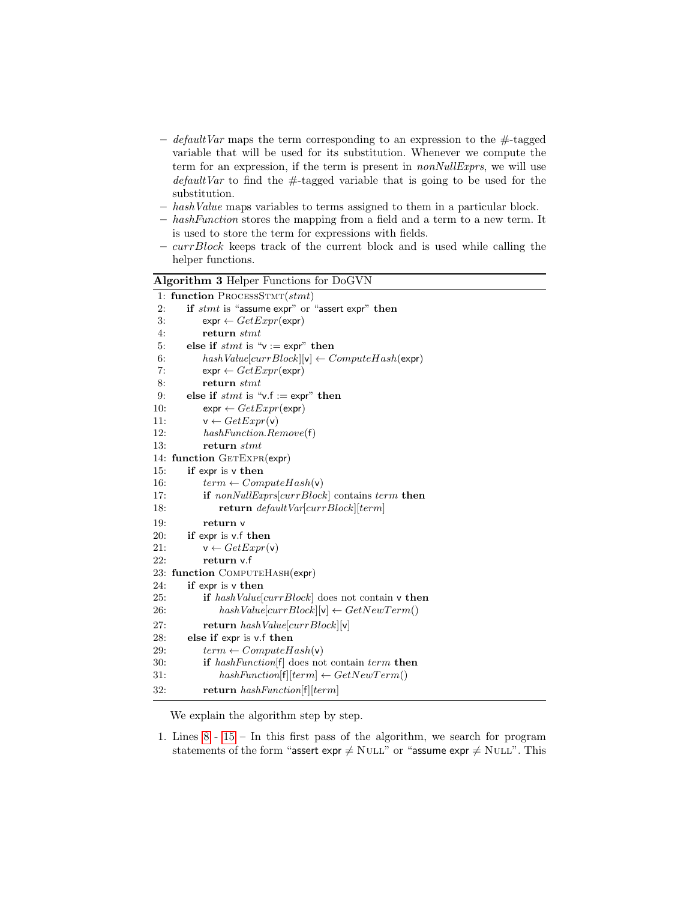- *defaultVar* maps the term corresponding to an expression to the #-tagged variable that will be used for its substitution. Whenever we compute the term for an expression, if the term is present in *nonNullExprs*, we will use *defaultVar* to find the #-tagged variable that is going to be used for the substitution.
- *hashValue* maps variables to terms assigned to them in a particular block.
- *hashFunction* stores the mapping from a field and a term to a new term. It is used to store the term for expressions with fields.
- *currBlock* keeps track of the current block and is used while calling the helper functions.

**Algorithm 3** Helper Functions for DoGVN

```
 1: function ProcessStmt(stmt)
 2:     if stmt is "assume expr" or "assert expr" then
 3:         expr ← GetExpr(expr)
 4:         return stmt
 5:     else if stmt is "v := expr" then
 6:         hashValue[currBlock][v] ← ComputeHash(expr)
 7:         expr ← GetExpr(expr)
 8:         return stmt
 9:     else if stmt is "v.f := expr" then
10:         expr ← GetExpr(expr)
11:         v ← GetExpr(v)
12:         hashFunction.Remove(f)
13:         return stmt
14: function GetExpr(expr)
15:     if expr is v then
16:         term ← ComputeHash(v)
17:         if nonNullExprs[currBlock] contains term then
18:             return defaultVar[currBlock][term]
19:         return v
20:     if expr is v.f then
21:         v ← GetExpr(v)
22:         return v.f
23: function ComputeHash(expr)
24:     if expr is v then
25:         if hashValue[currBlock] does not contain v then
26:             hashValue[currBlock][v] ← GetNewTerm()
27:         return hashValue[currBlock][v]
28:     else if expr is v.f then
29:         term ← ComputeHash(v)
30:         if hashFunction[f] does not contain term then
31:             hashFunction[f][term] ← GetNewTerm()
32:         return hashFunction[f][term]
```

We explain the algorithm step by step.

1. Lines 8 - 15 – In this first pass of the algorithm, we search for program statements of the form "assert expr $\neq$ Null" or "assume expr $\neq$ Null". This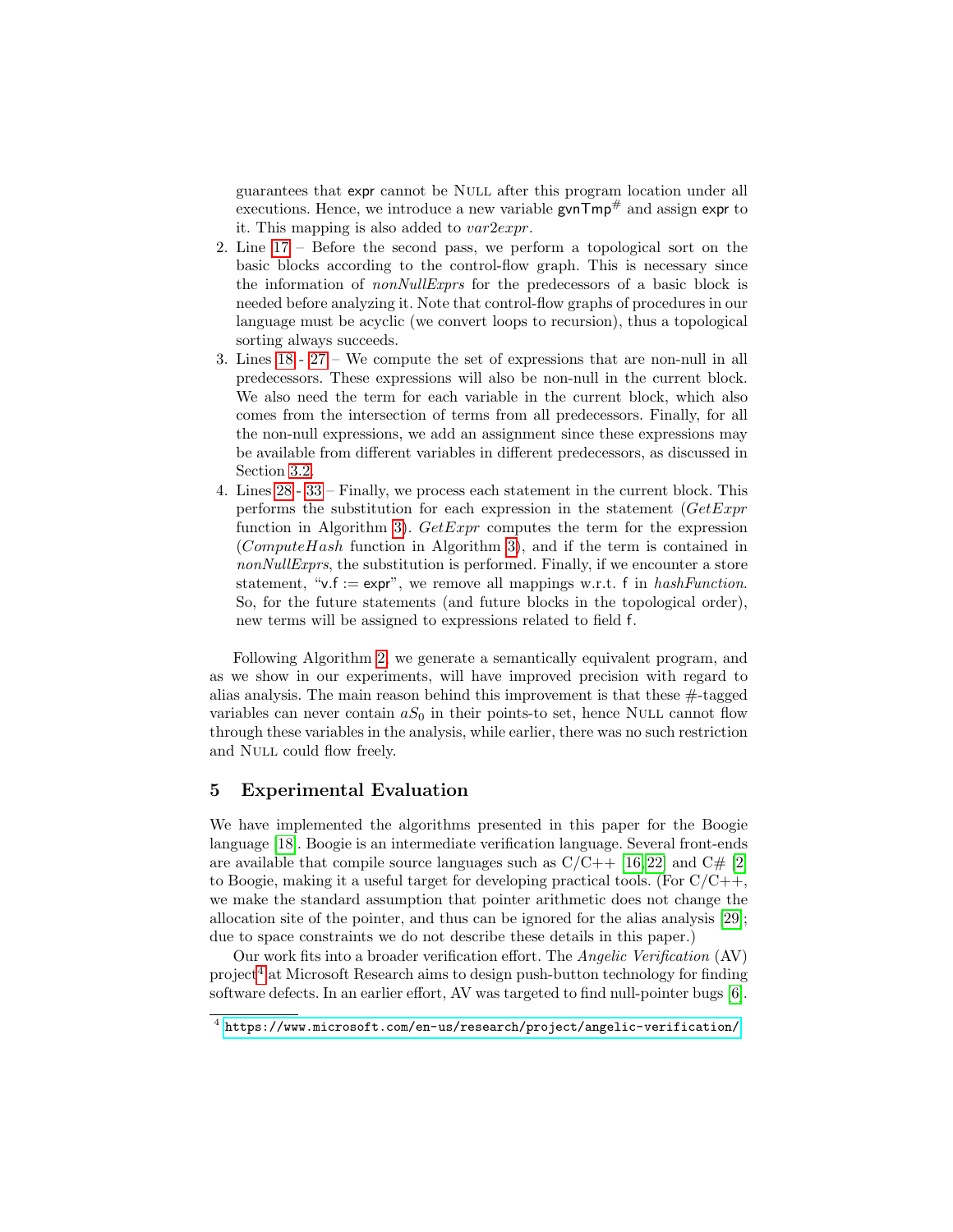guarantees that expr cannot be NULL after this program location under all executions. Hence, we introduce a new variable $\mathsf{gvnTmp}^{\#}$ and assign expr to it. This mapping is also added to *var2expr*.

2. Line 17 – Before the second pass, we perform a topological sort on the basic blocks according to the control-flow graph. This is necessary since the information of *nonNullExprs* for the predecessors of a basic block is needed before analyzing it. Note that control-flow graphs of procedures in our language must be acyclic (we convert loops to recursion), thus a topological sorting always succeeds.
3. Lines 18 - 27 – We compute the set of expressions that are non-null in all predecessors. These expressions will also be non-null in the current block. We also need the term for each variable in the current block, which also comes from the intersection of terms from all predecessors. Finally, for all the non-null expressions, we add an assignment since these expressions may be available from different variables in different predecessors, as discussed in Section 3.2.
4. Lines 28 - 33 – Finally, we process each statement in the current block. This performs the substitution for each expression in the statement (*GetExpr* function in Algorithm 3). *GetExpr* computes the term for the expression (*ComputeHash* function in Algorithm 3), and if the term is contained in *nonNullExprs*, the substitution is performed. Finally, if we encounter a store statement, "v.f := expr", we remove all mappings w.r.t. f in *hashFunction*. So, for the future statements (and future blocks in the topological order), new terms will be assigned to expressions related to field f.

Following Algorithm 2, we generate a semantically equivalent program, and as we show in our experiments, will have improved precision with regard to alias analysis. The main reason behind this improvement is that these #-tagged variables can never contain $aS_0$ in their points-to set, hence NULL cannot flow through these variables in the analysis, while earlier, there was no such restriction and NULL could flow freely.

## 5 Experimental Evaluation

We have implemented the algorithms presented in this paper for the Boogie language [18]. Boogie is an intermediate verification language. Several front-ends are available that compile source languages such as C/C++ [16,22] and C# [2] to Boogie, making it a useful target for developing practical tools. (For C/C++, we make the standard assumption that pointer arithmetic does not change the allocation site of the pointer, and thus can be ignored for the alias analysis [29]; due to space constraints we do not describe these details in this paper.)

Our work fits into a broader verification effort. The *Angelic Verification* (AV) project[4] at Microsoft Research aims to design push-button technology for finding software defects. In an earlier effort, AV was targeted to find null-pointer bugs [6].

[4] https://www.microsoft.com/en-us/research/project/angelic-verification/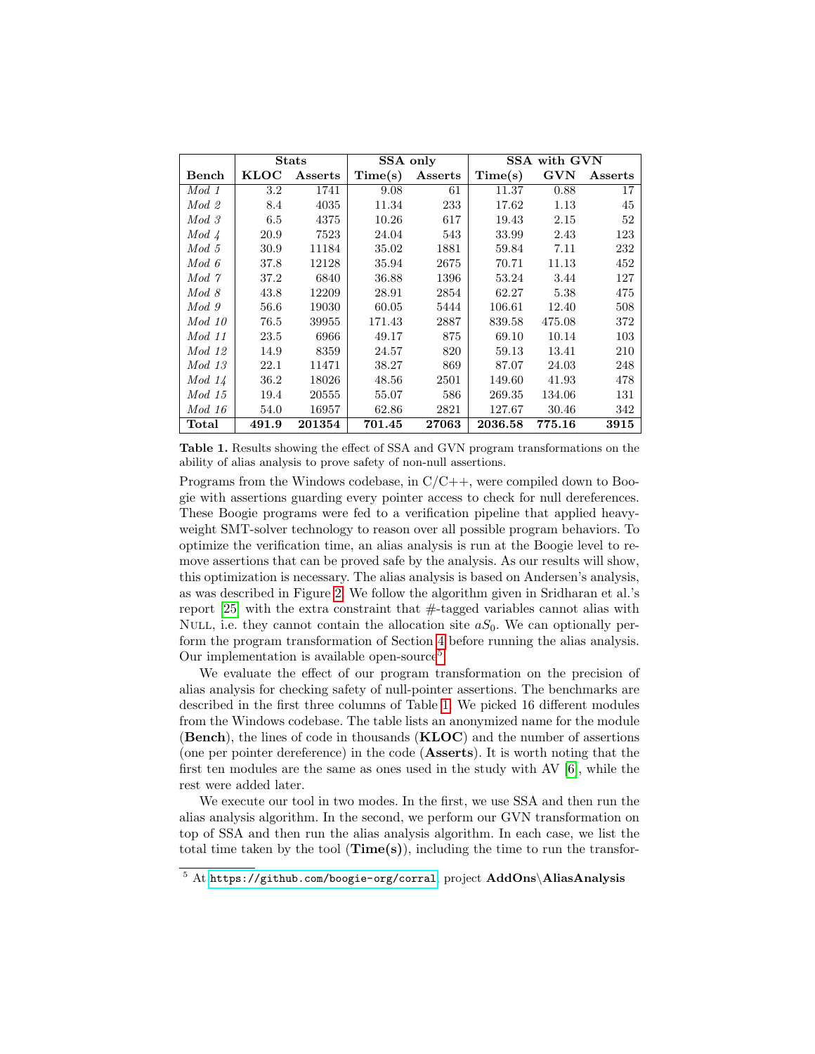| Bench | Stats | | SSA only | | SSA with GVN | | |
|---|---|---|---|---|---|---|---|
| | **KLOC** | **Asserts** | **Time(s)** | **Asserts** | **Time(s)** | **GVN** | **Asserts** |
| *Mod 1* | 3.2 | 1741 | 9.08 | 61 | 11.37 | 0.88 | 17 |
| *Mod 2* | 8.4 | 4035 | 11.34 | 233 | 17.62 | 1.13 | 45 |
| *Mod 3* | 6.5 | 4375 | 10.26 | 617 | 19.43 | 2.15 | 52 |
| *Mod 4* | 20.9 | 7523 | 24.04 | 543 | 33.99 | 2.43 | 123 |
| *Mod 5* | 30.9 | 11184 | 35.02 | 1881 | 59.84 | 7.11 | 232 |
| *Mod 6* | 37.8 | 12128 | 35.94 | 2675 | 70.71 | 11.13 | 452 |
| *Mod 7* | 37.2 | 6840 | 36.88 | 1396 | 53.24 | 3.44 | 127 |
| *Mod 8* | 43.8 | 12209 | 28.91 | 2854 | 62.27 | 5.38 | 475 |
| *Mod 9* | 56.6 | 19030 | 60.05 | 5444 | 106.61 | 12.40 | 508 |
| *Mod 10* | 76.5 | 39955 | 171.43 | 2887 | 839.58 | 475.08 | 372 |
| *Mod 11* | 23.5 | 6966 | 49.17 | 875 | 69.10 | 10.14 | 103 |
| *Mod 12* | 14.9 | 8359 | 24.57 | 820 | 59.13 | 13.41 | 210 |
| *Mod 13* | 22.1 | 11471 | 38.27 | 869 | 87.07 | 24.03 | 248 |
| *Mod 14* | 36.2 | 18026 | 48.56 | 2501 | 149.60 | 41.93 | 478 |
| *Mod 15* | 19.4 | 20555 | 55.07 | 586 | 269.35 | 134.06 | 131 |
| *Mod 16* | 54.0 | 16957 | 62.86 | 2821 | 127.67 | 30.46 | 342 |
| **Total** | **491.9** | **201354** | **701.45** | **27063** | **2036.58** | **775.16** | **3915** |

**Table 1.** Results showing the effect of SSA and GVN program transformations on the ability of alias analysis to prove safety of non-null assertions.

Programs from the Windows codebase, in C/C++, were compiled down to Boogie with assertions guarding every pointer access to check for null dereferences. These Boogie programs were fed to a verification pipeline that applied heavyweight SMT-solver technology to reason over all possible program behaviors. To optimize the verification time, an alias analysis is run at the Boogie level to remove assertions that can be proved safe by the analysis. As our results will show, this optimization is necessary. The alias analysis is based on Andersen's analysis, as was described in Figure 2. We follow the algorithm given in Sridharan et al.'s report [25] with the extra constraint that #-tagged variables cannot alias with NULL, i.e. they cannot contain the allocation site $aS_0$. We can optionally perform the program transformation of Section 4 before running the alias analysis. Our implementation is available open-source[5].

We evaluate the effect of our program transformation on the precision of alias analysis for checking safety of null-pointer assertions. The benchmarks are described in the first three columns of Table 1. We picked 16 different modules from the Windows codebase. The table lists an anonymized name for the module (**Bench**), the lines of code in thousands (**KLOC**) and the number of assertions (one per pointer dereference) in the code (**Asserts**). It is worth noting that the first ten modules are the same as ones used in the study with AV [6], while the rest were added later.

We execute our tool in two modes. In the first, we use SSA and then run the alias analysis algorithm. In the second, we perform our GVN transformation on top of SSA and then run the alias analysis algorithm. In each case, we list the total time taken by the tool (**Time(s)**), including the time to run the transfor-

[5] At https://github.com/boogie-org/corral, project **AddOns\AliasAnalysis**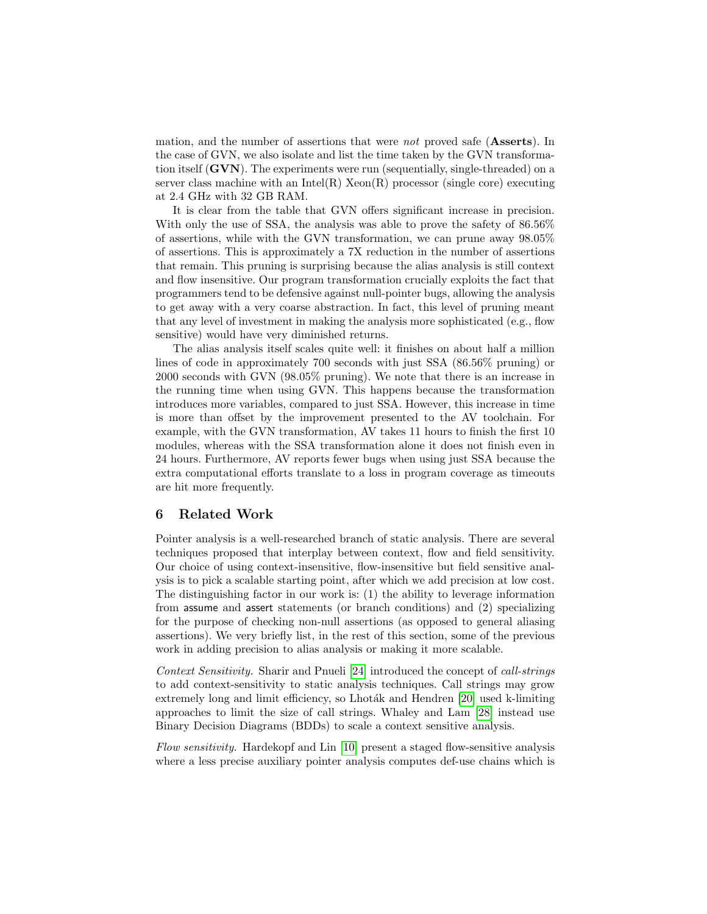mation, and the number of assertions that were *not* proved safe (**Asserts**). In the case of GVN, we also isolate and list the time taken by the GVN transformation itself (**GVN**). The experiments were run (sequentially, single-threaded) on a server class machine with an Intel(R) Xeon(R) processor (single core) executing at 2.4 GHz with 32 GB RAM.

It is clear from the table that GVN offers significant increase in precision. With only the use of SSA, the analysis was able to prove the safety of 86.56% of assertions, while with the GVN transformation, we can prune away 98.05% of assertions. This is approximately a 7X reduction in the number of assertions that remain. This pruning is surprising because the alias analysis is still context and flow insensitive. Our program transformation crucially exploits the fact that programmers tend to be defensive against null-pointer bugs, allowing the analysis to get away with a very coarse abstraction. In fact, this level of pruning meant that any level of investment in making the analysis more sophisticated (e.g., flow sensitive) would have very diminished returns.

The alias analysis itself scales quite well: it finishes on about half a million lines of code in approximately 700 seconds with just SSA (86.56% pruning) or 2000 seconds with GVN (98.05% pruning). We note that there is an increase in the running time when using GVN. This happens because the transformation introduces more variables, compared to just SSA. However, this increase in time is more than offset by the improvement presented to the AV toolchain. For example, with the GVN transformation, AV takes 11 hours to finish the first 10 modules, whereas with the SSA transformation alone it does not finish even in 24 hours. Furthermore, AV reports fewer bugs when using just SSA because the extra computational efforts translate to a loss in program coverage as timeouts are hit more frequently.

## 6 Related Work

Pointer analysis is a well-researched branch of static analysis. There are several techniques proposed that interplay between context, flow and field sensitivity. Our choice of using context-insensitive, flow-insensitive but field sensitive analysis is to pick a scalable starting point, after which we add precision at low cost. The distinguishing factor in our work is: (1) the ability to leverage information from assume and assert statements (or branch conditions) and (2) specializing for the purpose of checking non-null assertions (as opposed to general aliasing assertions). We very briefly list, in the rest of this section, some of the previous work in adding precision to alias analysis or making it more scalable.

*Context Sensitivity.* Sharir and Pnueli [24] introduced the concept of *call-strings* to add context-sensitivity to static analysis techniques. Call strings may grow extremely long and limit efficiency, so Lhoták and Hendren [20] used k-limiting approaches to limit the size of call strings. Whaley and Lam [28] instead use Binary Decision Diagrams (BDDs) to scale a context sensitive analysis.

*Flow sensitivity.* Hardekopf and Lin [10] present a staged flow-sensitive analysis where a less precise auxiliary pointer analysis computes def-use chains which is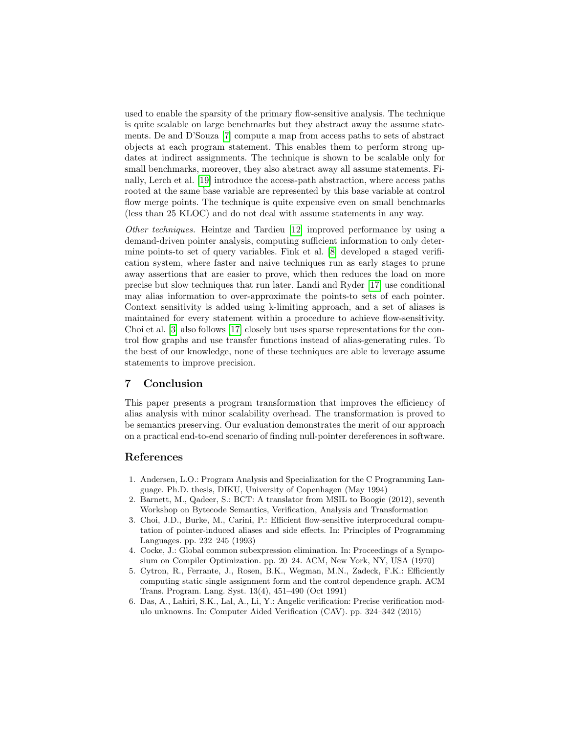used to enable the sparsity of the primary flow-sensitive analysis. The technique is quite scalable on large benchmarks but they abstract away the assume statements. De and D'Souza [7] compute a map from access paths to sets of abstract objects at each program statement. This enables them to perform strong updates at indirect assignments. The technique is shown to be scalable only for small benchmarks, moreover, they also abstract away all assume statements. Finally, Lerch et al. [19] introduce the access-path abstraction, where access paths rooted at the same base variable are represented by this base variable at control flow merge points. The technique is quite expensive even on small benchmarks (less than 25 KLOC) and do not deal with assume statements in any way.

*Other techniques.* Heintze and Tardieu [12] improved performance by using a demand-driven pointer analysis, computing sufficient information to only determine points-to set of query variables. Fink et al. [8] developed a staged verification system, where faster and naive techniques run as early stages to prune away assertions that are easier to prove, which then reduces the load on more precise but slow techniques that run later. Landi and Ryder [17] use conditional may alias information to over-approximate the points-to sets of each pointer. Context sensitivity is added using k-limiting approach, and a set of aliases is maintained for every statement within a procedure to achieve flow-sensitivity. Choi et al. [3] also follows [17] closely but uses sparse representations for the control flow graphs and use transfer functions instead of alias-generating rules. To the best of our knowledge, none of these techniques are able to leverage assume statements to improve precision.

## 7 Conclusion

This paper presents a program transformation that improves the efficiency of alias analysis with minor scalability overhead. The transformation is proved to be semantics preserving. Our evaluation demonstrates the merit of our approach on a practical end-to-end scenario of finding null-pointer dereferences in software.

## References

1. Andersen, L.O.: Program Analysis and Specialization for the C Programming Language. Ph.D. thesis, DIKU, University of Copenhagen (May 1994)
2. Barnett, M., Qadeer, S.: BCT: A translator from MSIL to Boogie (2012), seventh Workshop on Bytecode Semantics, Verification, Analysis and Transformation
3. Choi, J.D., Burke, M., Carini, P.: Efficient flow-sensitive interprocedural computation of pointer-induced aliases and side effects. In: Principles of Programming Languages. pp. 232–245 (1993)
4. Cocke, J.: Global common subexpression elimination. In: Proceedings of a Symposium on Compiler Optimization. pp. 20–24. ACM, New York, NY, USA (1970)
5. Cytron, R., Ferrante, J., Rosen, B.K., Wegman, M.N., Zadeck, F.K.: Efficiently computing static single assignment form and the control dependence graph. ACM Trans. Program. Lang. Syst. 13(4), 451–490 (Oct 1991)
6. Das, A., Lahiri, S.K., Lal, A., Li, Y.: Angelic verification: Precise verification modulo unknowns. In: Computer Aided Verification (CAV). pp. 324–342 (2015)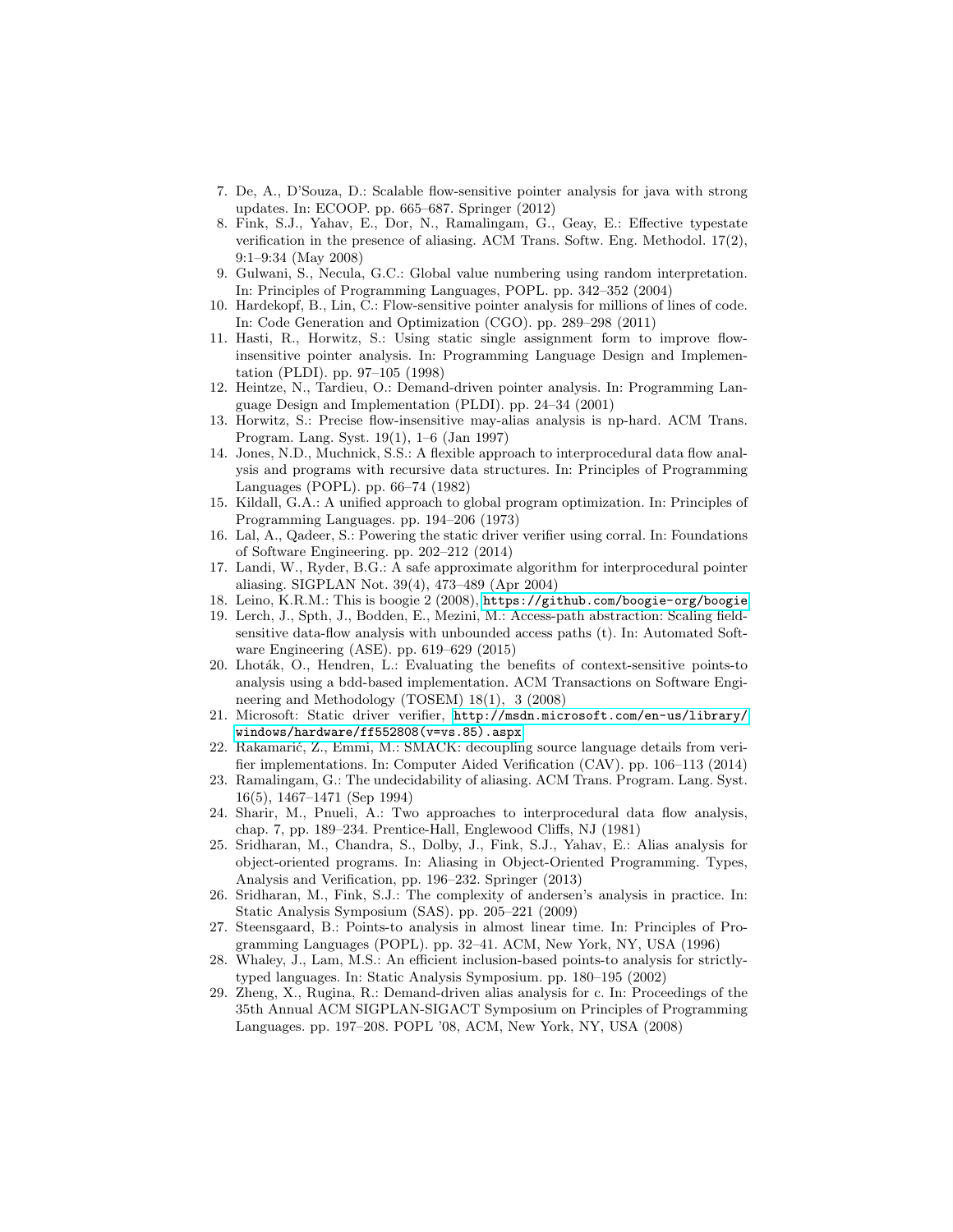7. De, A., D'Souza, D.: Scalable flow-sensitive pointer analysis for java with strong updates. In: ECOOP. pp. 665–687. Springer (2012)
8. Fink, S.J., Yahav, E., Dor, N., Ramalingam, G., Geay, E.: Effective typestate verification in the presence of aliasing. ACM Trans. Softw. Eng. Methodol. 17(2), 9:1–9:34 (May 2008)
9. Gulwani, S., Necula, G.C.: Global value numbering using random interpretation. In: Principles of Programming Languages, POPL. pp. 342–352 (2004)
10. Hardekopf, B., Lin, C.: Flow-sensitive pointer analysis for millions of lines of code. In: Code Generation and Optimization (CGO). pp. 289–298 (2011)
11. Hasti, R., Horwitz, S.: Using static single assignment form to improve flow-insensitive pointer analysis. In: Programming Language Design and Implementation (PLDI). pp. 97–105 (1998)
12. Heintze, N., Tardieu, O.: Demand-driven pointer analysis. In: Programming Language Design and Implementation (PLDI). pp. 24–34 (2001)
13. Horwitz, S.: Precise flow-insensitive may-alias analysis is np-hard. ACM Trans. Program. Lang. Syst. 19(1), 1–6 (Jan 1997)
14. Jones, N.D., Muchnick, S.S.: A flexible approach to interprocedural data flow analysis and programs with recursive data structures. In: Principles of Programming Languages (POPL). pp. 66–74 (1982)
15. Kildall, G.A.: A unified approach to global program optimization. In: Principles of Programming Languages. pp. 194–206 (1973)
16. Lal, A., Qadeer, S.: Powering the static driver verifier using corral. In: Foundations of Software Engineering. pp. 202–212 (2014)
17. Landi, W., Ryder, B.G.: A safe approximate algorithm for interprocedural pointer aliasing. SIGPLAN Not. 39(4), 473–489 (Apr 2004)
18. Leino, K.R.M.: This is boogie 2 (2008), https://github.com/boogie-org/boogie
19. Lerch, J., Spth, J., Bodden, E., Mezini, M.: Access-path abstraction: Scaling field-sensitive data-flow analysis with unbounded access paths (t). In: Automated Software Engineering (ASE). pp. 619–629 (2015)
20. Lhoták, O., Hendren, L.: Evaluating the benefits of context-sensitive points-to analysis using a bdd-based implementation. ACM Transactions on Software Engineering and Methodology (TOSEM) 18(1), 3 (2008)
21. Microsoft: Static driver verifier, http://msdn.microsoft.com/en-us/library/windows/hardware/ff552808(v=vs.85).aspx
22. Rakamarić, Z., Emmi, M.: SMACK: decoupling source language details from verifier implementations. In: Computer Aided Verification (CAV). pp. 106–113 (2014)
23. Ramalingam, G.: The undecidability of aliasing. ACM Trans. Program. Lang. Syst. 16(5), 1467–1471 (Sep 1994)
24. Sharir, M., Pnueli, A.: Two approaches to interprocedural data flow analysis, chap. 7, pp. 189–234. Prentice-Hall, Englewood Cliffs, NJ (1981)
25. Sridharan, M., Chandra, S., Dolby, J., Fink, S.J., Yahav, E.: Alias analysis for object-oriented programs. In: Aliasing in Object-Oriented Programming. Types, Analysis and Verification, pp. 196–232. Springer (2013)
26. Sridharan, M., Fink, S.J.: The complexity of andersen's analysis in practice. In: Static Analysis Symposium (SAS). pp. 205–221 (2009)
27. Steensgaard, B.: Points-to analysis in almost linear time. In: Principles of Programming Languages (POPL). pp. 32–41. ACM, New York, NY, USA (1996)
28. Whaley, J., Lam, M.S.: An efficient inclusion-based points-to analysis for strictly-typed languages. In: Static Analysis Symposium. pp. 180–195 (2002)
29. Zheng, X., Rugina, R.: Demand-driven alias analysis for c. In: Proceedings of the 35th Annual ACM SIGPLAN-SIGACT Symposium on Principles of Programming Languages. pp. 197–208. POPL '08, ACM, New York, NY, USA (2008)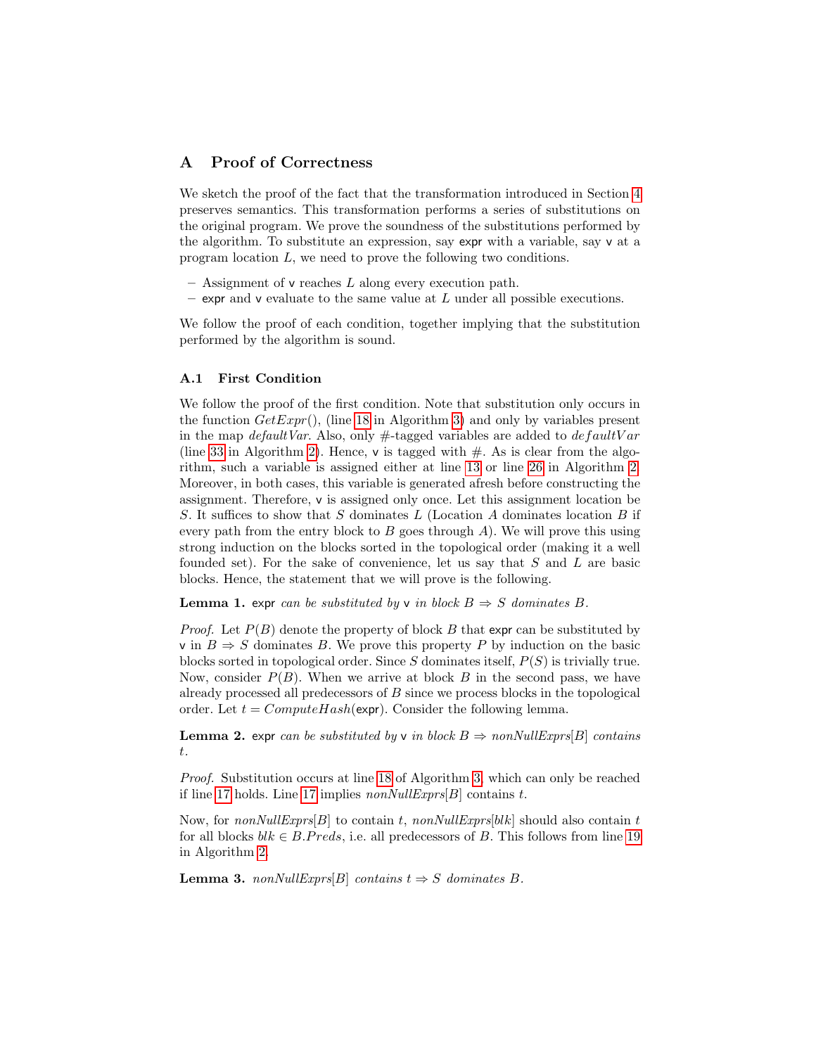## A Proof of Correctness

We sketch the proof of the fact that the transformation introduced in Section 4 preserves semantics. This transformation performs a series of substitutions on the original program. We prove the soundness of the substitutions performed by the algorithm. To substitute an expression, say `expr` with a variable, say `v` at a program location $L$, we need to prove the following two conditions.

– Assignment of `v` reaches $L$ along every execution path.
– `expr` and `v` evaluate to the same value at $L$ under all possible executions.

We follow the proof of each condition, together implying that the substitution performed by the algorithm is sound.

### A.1 First Condition

We follow the proof of the first condition. Note that substitution only occurs in the function $GetExpr()$, (line 18 in Algorithm 3) and only by variables present in the map $defaultVar$. Also, only #-tagged variables are added to $defaultVar$ (line 33 in Algorithm 2). Hence, `v` is tagged with #. As is clear from the algorithm, such a variable is assigned either at line 13 or line 26 in Algorithm 2. Moreover, in both cases, this variable is generated afresh before constructing the assignment. Therefore, `v` is assigned only once. Let this assignment location be $S$. It suffices to show that $S$ dominates $L$ (Location $A$ dominates location $B$ if every path from the entry block to $B$ goes through $A$). We will prove this using strong induction on the blocks sorted in the topological order (making it a well founded set). For the sake of convenience, let us say that $S$ and $L$ are basic blocks. Hence, the statement that we will prove is the following.

**Lemma 1.** *`expr` can be substituted by `v` in block $B \Rightarrow S$ dominates $B$.*

*Proof.* Let $P(B)$ denote the property of block $B$ that `expr` can be substituted by `v` in $B \Rightarrow S$ dominates $B$. We prove this property $P$ by induction on the basic blocks sorted in topological order. Since $S$ dominates itself, $P(S)$ is trivially true. Now, consider $P(B)$. When we arrive at block $B$ in the second pass, we have already processed all predecessors of $B$ since we process blocks in the topological order. Let $t = ComputeHash(\texttt{expr})$. Consider the following lemma.

**Lemma 2.** *`expr` can be substituted by `v` in block $B \Rightarrow nonNullExprs[B]$ contains $t$.*

*Proof.* Substitution occurs at line 18 of Algorithm 3, which can only be reached if line 17 holds. Line 17 implies $nonNullExprs[B]$ contains $t$.

Now, for $nonNullExprs[B]$ to contain $t$, $nonNullExprs[blk]$ should also contain $t$ for all blocks $blk \in B.Preds$, i.e. all predecessors of $B$. This follows from line 19 in Algorithm 2.

**Lemma 3.** *$nonNullExprs[B]$ contains $t \Rightarrow S$ dominates $B$.*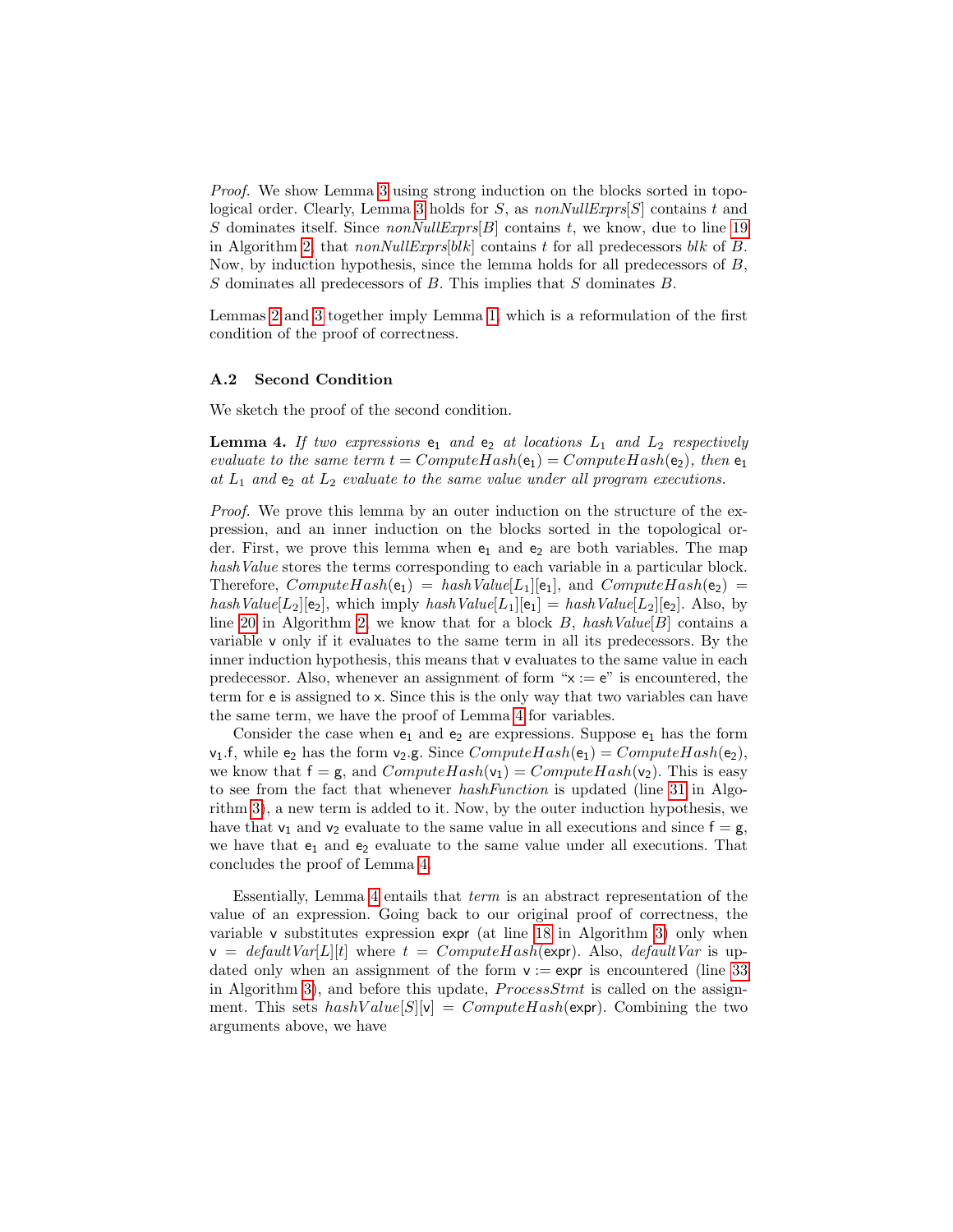*Proof.* We show Lemma 3 using strong induction on the blocks sorted in topological order. Clearly, Lemma 3 holds for $S$, as $nonNullExprs[S]$ contains $t$ and $S$ dominates itself. Since $nonNullExprs[B]$ contains $t$, we know, due to line 19 in Algorithm 2, that $nonNullExprs[blk]$ contains $t$ for all predecessors $blk$ of $B$. Now, by induction hypothesis, since the lemma holds for all predecessors of $B$, $S$ dominates all predecessors of $B$. This implies that $S$ dominates $B$.

Lemmas 2 and 3 together imply Lemma 1, which is a reformulation of the first condition of the proof of correctness.

### A.2 Second Condition

We sketch the proof of the second condition.

**Lemma 4.** *If two expressions* $\mathsf{e}_1$ *and* $\mathsf{e}_2$ *at locations* $L_1$ *and* $L_2$ *respectively evaluate to the same term* $t = ComputeHash(\mathsf{e}_1) = ComputeHash(\mathsf{e}_2)$*, then* $\mathsf{e}_1$ *at* $L_1$ *and* $\mathsf{e}_2$ *at* $L_2$ *evaluate to the same value under all program executions.*

*Proof.* We prove this lemma by an outer induction on the structure of the expression, and an inner induction on the blocks sorted in the topological order. First, we prove this lemma when $\mathsf{e}_1$ and $\mathsf{e}_2$ are both variables. The map $hashValue$ stores the terms corresponding to each variable in a particular block. Therefore, $ComputeHash(\mathsf{e}_1) = hashValue[L_1][\mathsf{e}_1]$, and $ComputeHash(\mathsf{e}_2) = hashValue[L_2][\mathsf{e}_2]$, which imply $hashValue[L_1][\mathsf{e}_1] = hashValue[L_2][\mathsf{e}_2]$. Also, by line 20 in Algorithm 2, we know that for a block $B$, $hashValue[B]$ contains a variable $\mathsf{v}$ only if it evaluates to the same term in all its predecessors. By the inner induction hypothesis, this means that $\mathsf{v}$ evaluates to the same value in each predecessor. Also, whenever an assignment of form "$\mathsf{x} := \mathsf{e}$" is encountered, the term for $\mathsf{e}$ is assigned to $\mathsf{x}$. Since this is the only way that two variables can have the same term, we have the proof of Lemma 4 for variables.

Consider the case when $\mathsf{e}_1$ and $\mathsf{e}_2$ are expressions. Suppose $\mathsf{e}_1$ has the form $\mathsf{v}_1.\mathsf{f}$, while $\mathsf{e}_2$ has the form $\mathsf{v}_2.\mathsf{g}$. Since $ComputeHash(\mathsf{e}_1) = ComputeHash(\mathsf{e}_2)$, we know that $\mathsf{f} = \mathsf{g}$, and $ComputeHash(\mathsf{v}_1) = ComputeHash(\mathsf{v}_2)$. This is easy to see from the fact that whenever $hashFunction$ is updated (line 31 in Algorithm 3), a new term is added to it. Now, by the outer induction hypothesis, we have that $\mathsf{v}_1$ and $\mathsf{v}_2$ evaluate to the same value in all executions and since $\mathsf{f} = \mathsf{g}$, we have that $\mathsf{e}_1$ and $\mathsf{e}_2$ evaluate to the same value under all executions. That concludes the proof of Lemma 4.

Essentially, Lemma 4 entails that *term* is an abstract representation of the value of an expression. Going back to our original proof of correctness, the variable $\mathsf{v}$ substitutes expression $\mathsf{expr}$ (at line 18 in Algorithm 3) only when $\mathsf{v} = defaultVar[L][t]$ where $t = ComputeHash(\mathsf{expr})$. Also, $defaultVar$ is updated only when an assignment of the form $\mathsf{v} := \mathsf{expr}$ is encountered (line 33 in Algorithm 3), and before this update, $ProcessStmt$ is called on the assignment. This sets $hashValue[S][\mathsf{v}] = ComputeHash(\mathsf{expr})$. Combining the two arguments above, we have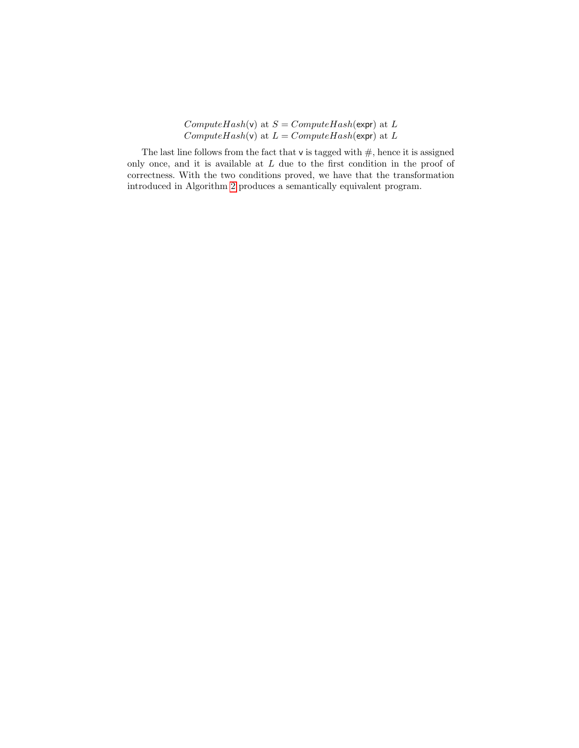$$ComputeHash(\mathsf{v}) \text{ at } S = ComputeHash(\mathsf{expr}) \text{ at } L$$
$$ComputeHash(\mathsf{v}) \text{ at } L = ComputeHash(\mathsf{expr}) \text{ at } L$$

The last line follows from the fact that v is tagged with #, hence it is assigned only once, and it is available at $L$ due to the first condition in the proof of correctness. With the two conditions proved, we have that the transformation introduced in Algorithm 2 produces a semantically equivalent program.